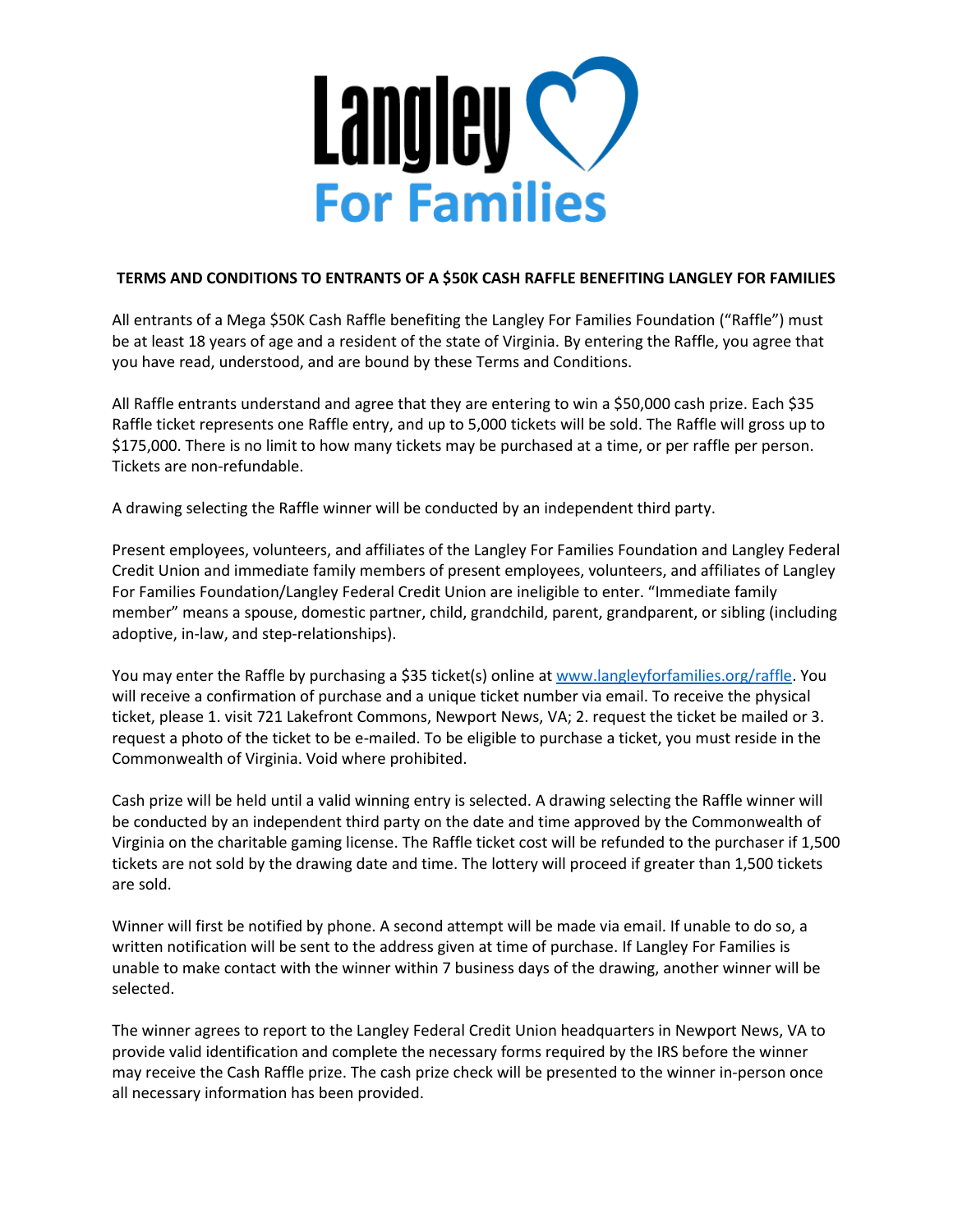# Langley For Families

**TERMS AND CONDITIONS TO ENTRANTS OF A $50K CASH RAFFLE BENEFITING LANGLEY FOR FAMILIES**

All entrants of a Mega $50K Cash Raffle benefiting the Langley For Families Foundation ("Raffle") must be at least 18 years of age and a resident of the state of Virginia. By entering the Raffle, you agree that you have read, understood, and are bound by these Terms and Conditions.

All Raffle entrants understand and agree that they are entering to win a $50,000 cash prize. Each $35 Raffle ticket represents one Raffle entry, and up to 5,000 tickets will be sold. The Raffle will gross up to $175,000. There is no limit to how many tickets may be purchased at a time, or per raffle per person. Tickets are non-refundable.

A drawing selecting the Raffle winner will be conducted by an independent third party.

Present employees, volunteers, and affiliates of the Langley For Families Foundation and Langley Federal Credit Union and immediate family members of present employees, volunteers, and affiliates of Langley For Families Foundation/Langley Federal Credit Union are ineligible to enter. "Immediate family member" means a spouse, domestic partner, child, grandchild, parent, grandparent, or sibling (including adoptive, in-law, and step-relationships).

You may enter the Raffle by purchasing a $35 ticket(s) online at [www.langleyforfamilies.org/raffle](http://www.langleyforfamilies.org/raffle). You will receive a confirmation of purchase and a unique ticket number via email. To receive the physical ticket, please 1. visit 721 Lakefront Commons, Newport News, VA; 2. request the ticket be mailed or 3. request a photo of the ticket to be e-mailed. To be eligible to purchase a ticket, you must reside in the Commonwealth of Virginia. Void where prohibited.

Cash prize will be held until a valid winning entry is selected. A drawing selecting the Raffle winner will be conducted by an independent third party on the date and time approved by the Commonwealth of Virginia on the charitable gaming license. The Raffle ticket cost will be refunded to the purchaser if 1,500 tickets are not sold by the drawing date and time. The lottery will proceed if greater than 1,500 tickets are sold.

Winner will first be notified by phone. A second attempt will be made via email. If unable to do so, a written notification will be sent to the address given at time of purchase. If Langley For Families is unable to make contact with the winner within 7 business days of the drawing, another winner will be selected.

The winner agrees to report to the Langley Federal Credit Union headquarters in Newport News, VA to provide valid identification and complete the necessary forms required by the IRS before the winner may receive the Cash Raffle prize. The cash prize check will be presented to the winner in-person once all necessary information has been provided.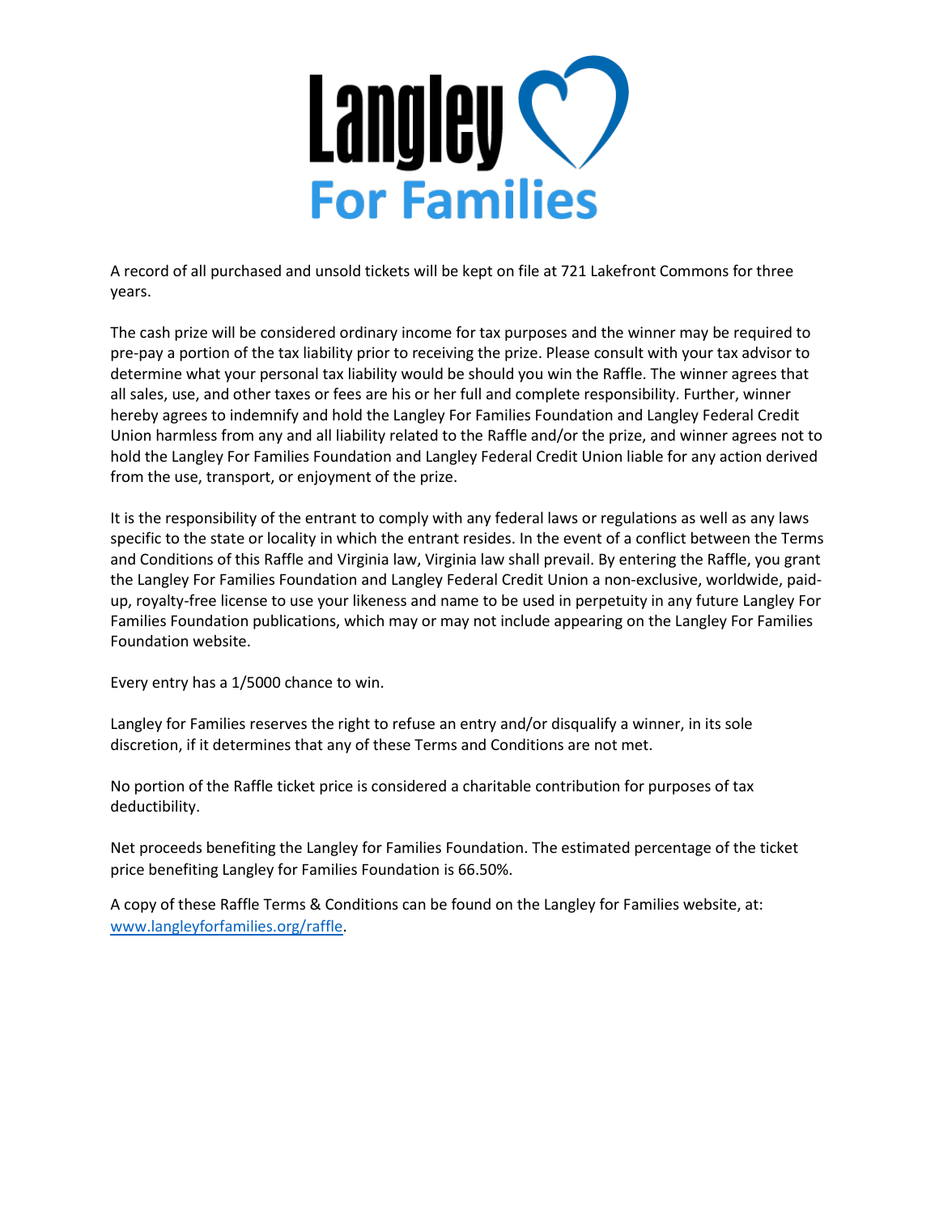A record of all purchased and unsold tickets will be kept on file at 721 Lakefront Commons for three years.

The cash prize will be considered ordinary income for tax purposes and the winner may be required to pre-pay a portion of the tax liability prior to receiving the prize. Please consult with your tax advisor to determine what your personal tax liability would be should you win the Raffle. The winner agrees that all sales, use, and other taxes or fees are his or her full and complete responsibility. Further, winner hereby agrees to indemnify and hold the Langley For Families Foundation and Langley Federal Credit Union harmless from any and all liability related to the Raffle and/or the prize, and winner agrees not to hold the Langley For Families Foundation and Langley Federal Credit Union liable for any action derived from the use, transport, or enjoyment of the prize.

It is the responsibility of the entrant to comply with any federal laws or regulations as well as any laws specific to the state or locality in which the entrant resides. In the event of a conflict between the Terms and Conditions of this Raffle and Virginia law, Virginia law shall prevail. By entering the Raffle, you grant the Langley For Families Foundation and Langley Federal Credit Union a non-exclusive, worldwide, paid-up, royalty-free license to use your likeness and name to be used in perpetuity in any future Langley For Families Foundation publications, which may or may not include appearing on the Langley For Families Foundation website.

Every entry has a 1/5000 chance to win.

Langley for Families reserves the right to refuse an entry and/or disqualify a winner, in its sole discretion, if it determines that any of these Terms and Conditions are not met.

No portion of the Raffle ticket price is considered a charitable contribution for purposes of tax deductibility.

Net proceeds benefiting the Langley for Families Foundation. The estimated percentage of the ticket price benefiting Langley for Families Foundation is 66.50%.

A copy of these Raffle Terms & Conditions can be found on the Langley for Families website, at: [www.langleyforfamilies.org/raffle](www.langleyforfamilies.org/raffle).